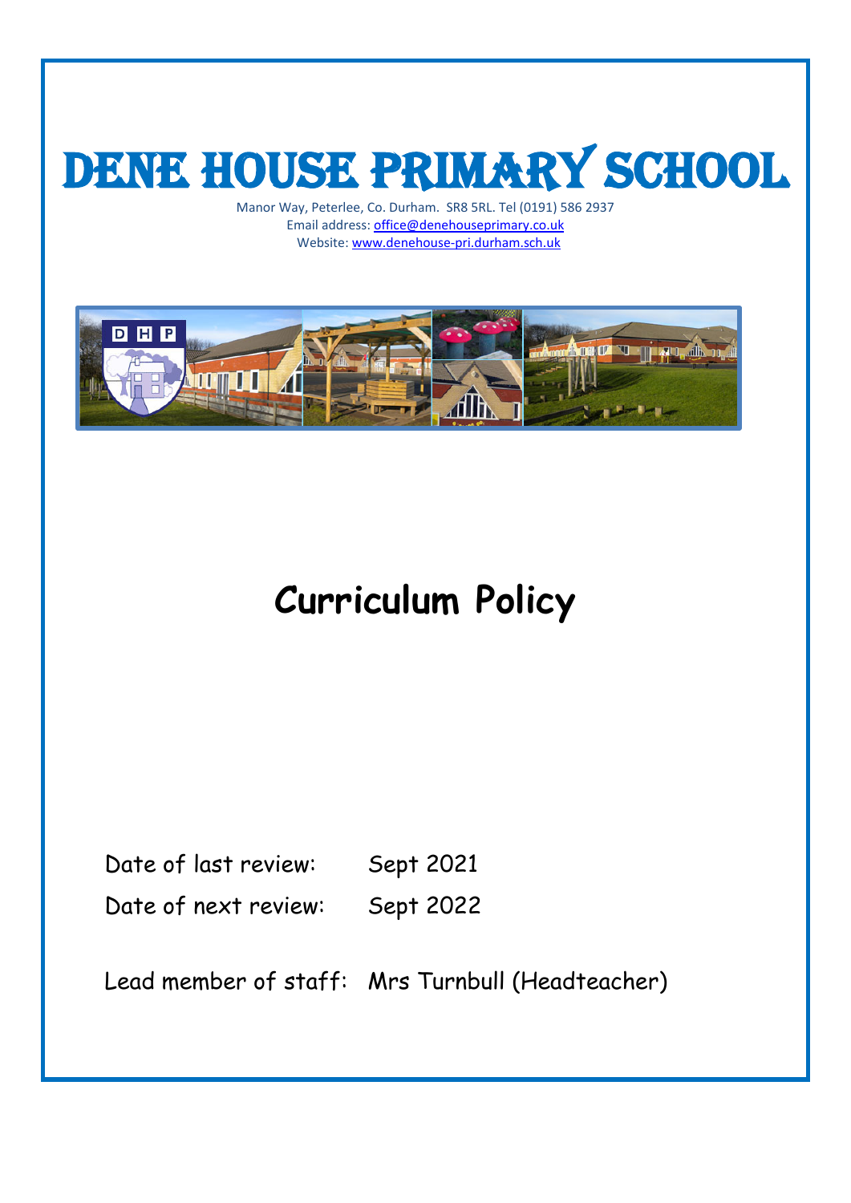# Dene House Primary School

Manor Way, Peterlee, Co. Durham. SR8 5RL. Tel (0191) 586 2937
Email address: office@denehouseprimary.co.uk
Website: www.denehouse-pri.durham.sch.uk

# Curriculum Policy

Date of last review: Sept 2021

Date of next review: Sept 2022

Lead member of staff: Mrs Turnbull (Headteacher)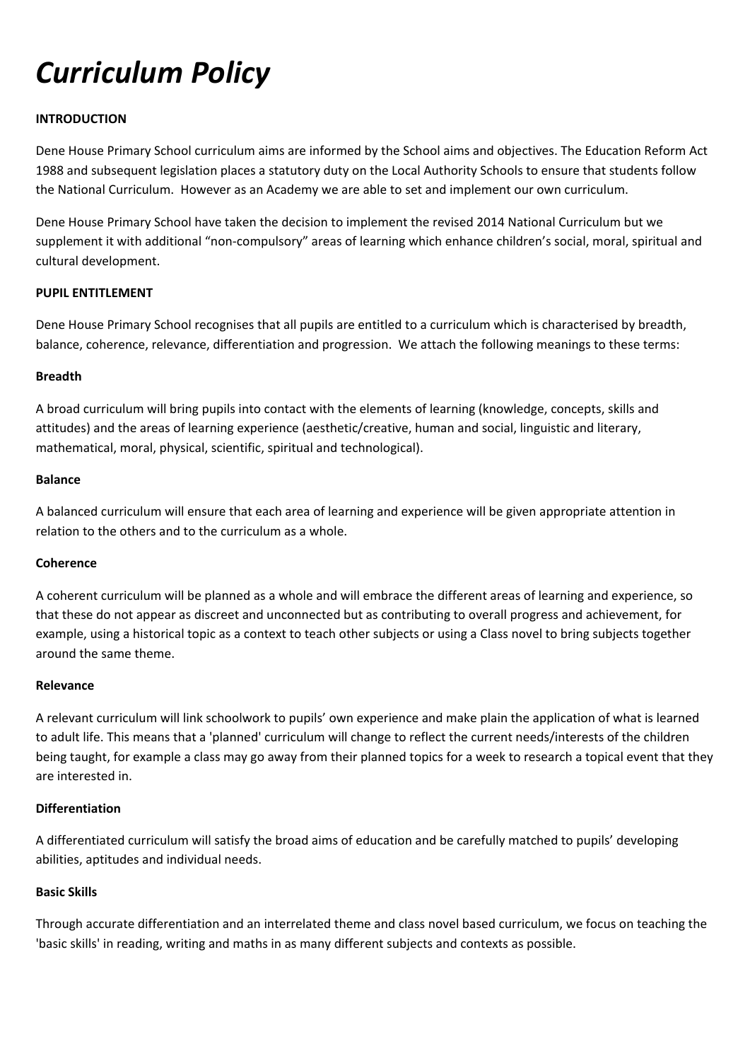# *Curriculum Policy*

**INTRODUCTION**

Dene House Primary School curriculum aims are informed by the School aims and objectives. The Education Reform Act 1988 and subsequent legislation places a statutory duty on the Local Authority Schools to ensure that students follow the National Curriculum. However as an Academy we are able to set and implement our own curriculum.

Dene House Primary School have taken the decision to implement the revised 2014 National Curriculum but we supplement it with additional "non-compulsory" areas of learning which enhance children's social, moral, spiritual and cultural development.

**PUPIL ENTITLEMENT**

Dene House Primary School recognises that all pupils are entitled to a curriculum which is characterised by breadth, balance, coherence, relevance, differentiation and progression. We attach the following meanings to these terms:

**Breadth**

A broad curriculum will bring pupils into contact with the elements of learning (knowledge, concepts, skills and attitudes) and the areas of learning experience (aesthetic/creative, human and social, linguistic and literary, mathematical, moral, physical, scientific, spiritual and technological).

**Balance**

A balanced curriculum will ensure that each area of learning and experience will be given appropriate attention in relation to the others and to the curriculum as a whole.

**Coherence**

A coherent curriculum will be planned as a whole and will embrace the different areas of learning and experience, so that these do not appear as discreet and unconnected but as contributing to overall progress and achievement, for example, using a historical topic as a context to teach other subjects or using a Class novel to bring subjects together around the same theme.

**Relevance**

A relevant curriculum will link schoolwork to pupils' own experience and make plain the application of what is learned to adult life. This means that a 'planned' curriculum will change to reflect the current needs/interests of the children being taught, for example a class may go away from their planned topics for a week to research a topical event that they are interested in.

**Differentiation**

A differentiated curriculum will satisfy the broad aims of education and be carefully matched to pupils' developing abilities, aptitudes and individual needs.

**Basic Skills**

Through accurate differentiation and an interrelated theme and class novel based curriculum, we focus on teaching the 'basic skills' in reading, writing and maths in as many different subjects and contexts as possible.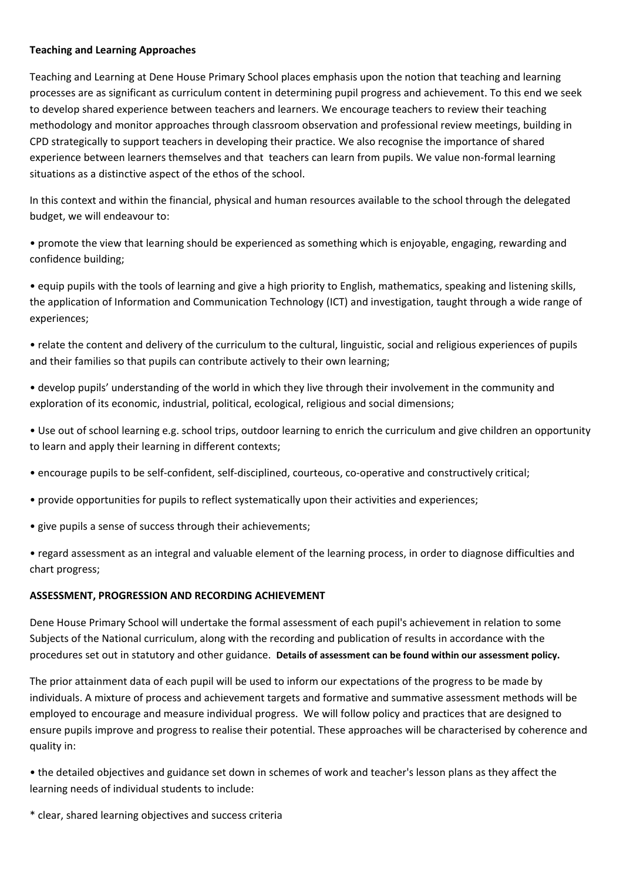**Teaching and Learning Approaches**

Teaching and Learning at Dene House Primary School places emphasis upon the notion that teaching and learning processes are as significant as curriculum content in determining pupil progress and achievement. To this end we seek to develop shared experience between teachers and learners. We encourage teachers to review their teaching methodology and monitor approaches through classroom observation and professional review meetings, building in CPD strategically to support teachers in developing their practice. We also recognise the importance of shared experience between learners themselves and that teachers can learn from pupils. We value non-formal learning situations as a distinctive aspect of the ethos of the school.

In this context and within the financial, physical and human resources available to the school through the delegated budget, we will endeavour to:

• promote the view that learning should be experienced as something which is enjoyable, engaging, rewarding and confidence building;

• equip pupils with the tools of learning and give a high priority to English, mathematics, speaking and listening skills, the application of Information and Communication Technology (ICT) and investigation, taught through a wide range of experiences;

• relate the content and delivery of the curriculum to the cultural, linguistic, social and religious experiences of pupils and their families so that pupils can contribute actively to their own learning;

• develop pupils' understanding of the world in which they live through their involvement in the community and exploration of its economic, industrial, political, ecological, religious and social dimensions;

• Use out of school learning e.g. school trips, outdoor learning to enrich the curriculum and give children an opportunity to learn and apply their learning in different contexts;

• encourage pupils to be self-confident, self-disciplined, courteous, co-operative and constructively critical;

• provide opportunities for pupils to reflect systematically upon their activities and experiences;

• give pupils a sense of success through their achievements;

• regard assessment as an integral and valuable element of the learning process, in order to diagnose difficulties and chart progress;

**ASSESSMENT, PROGRESSION AND RECORDING ACHIEVEMENT**

Dene House Primary School will undertake the formal assessment of each pupil's achievement in relation to some Subjects of the National curriculum, along with the recording and publication of results in accordance with the procedures set out in statutory and other guidance. **Details of assessment can be found within our assessment policy.**

The prior attainment data of each pupil will be used to inform our expectations of the progress to be made by individuals. A mixture of process and achievement targets and formative and summative assessment methods will be employed to encourage and measure individual progress. We will follow policy and practices that are designed to ensure pupils improve and progress to realise their potential. These approaches will be characterised by coherence and quality in:

• the detailed objectives and guidance set down in schemes of work and teacher's lesson plans as they affect the learning needs of individual students to include:

* clear, shared learning objectives and success criteria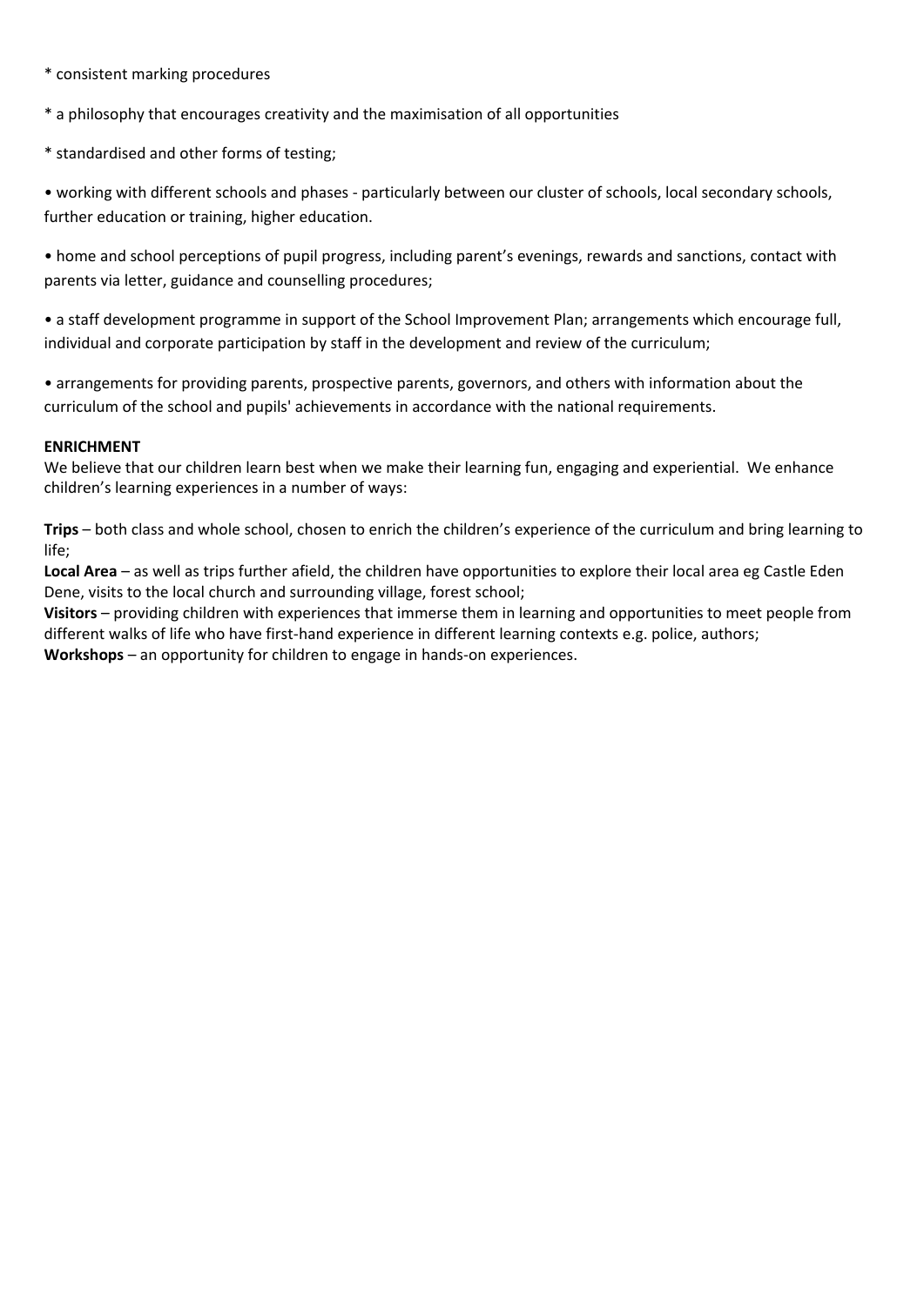* consistent marking procedures

* a philosophy that encourages creativity and the maximisation of all opportunities

* standardised and other forms of testing;

• working with different schools and phases - particularly between our cluster of schools, local secondary schools, further education or training, higher education.

• home and school perceptions of pupil progress, including parent's evenings, rewards and sanctions, contact with parents via letter, guidance and counselling procedures;

• a staff development programme in support of the School Improvement Plan; arrangements which encourage full, individual and corporate participation by staff in the development and review of the curriculum;

• arrangements for providing parents, prospective parents, governors, and others with information about the curriculum of the school and pupils' achievements in accordance with the national requirements.

**ENRICHMENT**

We believe that our children learn best when we make their learning fun, engaging and experiential. We enhance children's learning experiences in a number of ways:

**Trips** – both class and whole school, chosen to enrich the children's experience of the curriculum and bring learning to life;
**Local Area** – as well as trips further afield, the children have opportunities to explore their local area eg Castle Eden Dene, visits to the local church and surrounding village, forest school;
**Visitors** – providing children with experiences that immerse them in learning and opportunities to meet people from different walks of life who have first-hand experience in different learning contexts e.g. police, authors;
**Workshops** – an opportunity for children to engage in hands-on experiences.